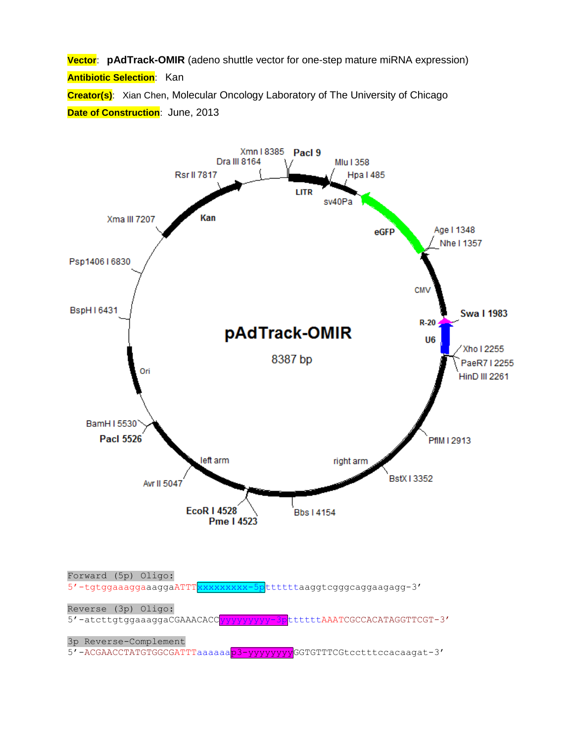**Vector**: **pAdTrack-OMIR** (adeno shuttle vector for one-step mature miRNA expression)

**Antibiotic Selection**: Kan

**Creator(s)**: Xian Chen, Molecular Oncology Laboratory of The University of Chicago

**Date of Construction**: June, 2013

pAdTrack-OMIR

8387 bp

PacI 9, MluI 358, HpaI 485, AgeI 1348, NheI 1357, SwaI 1983, XhoI 2255, PaeR7I 2255, HinDIII 2261, PflMI 2913, BstXI 3352, BbsI 4154, EcoRI 4528, PmeI 4523, AvrII 5047, PacI 5526, BamHI 5530, BspHI 6431, Psp1406I 6830, XmaIII 7207, RsrII 7817, DraIII 8164, XmnI 8385

LITR, sv40Pa, eGFP, CMV, R-20, U6, right arm, left arm, Ori, Kan

Forward (5p) Oligo:

```
5'-tgtggaaaggaaaggaATTTxxxxxxxxx-5ptttttttaaggtcgggcaggaagagg-3'
```

Reverse (3p) Oligo:

```
5'-atcttgtggaaaggaCGAAACACCyyyyyyyyy-3pttttttAAATCGCCACATAGGTTCGT-3'
```

3p Reverse-Complement

```
5'-ACGAACCTATGTGGCGATTTaaaaaap3-yyyyyyyyGGTGTTTCGtcctttccacaagat-3'
```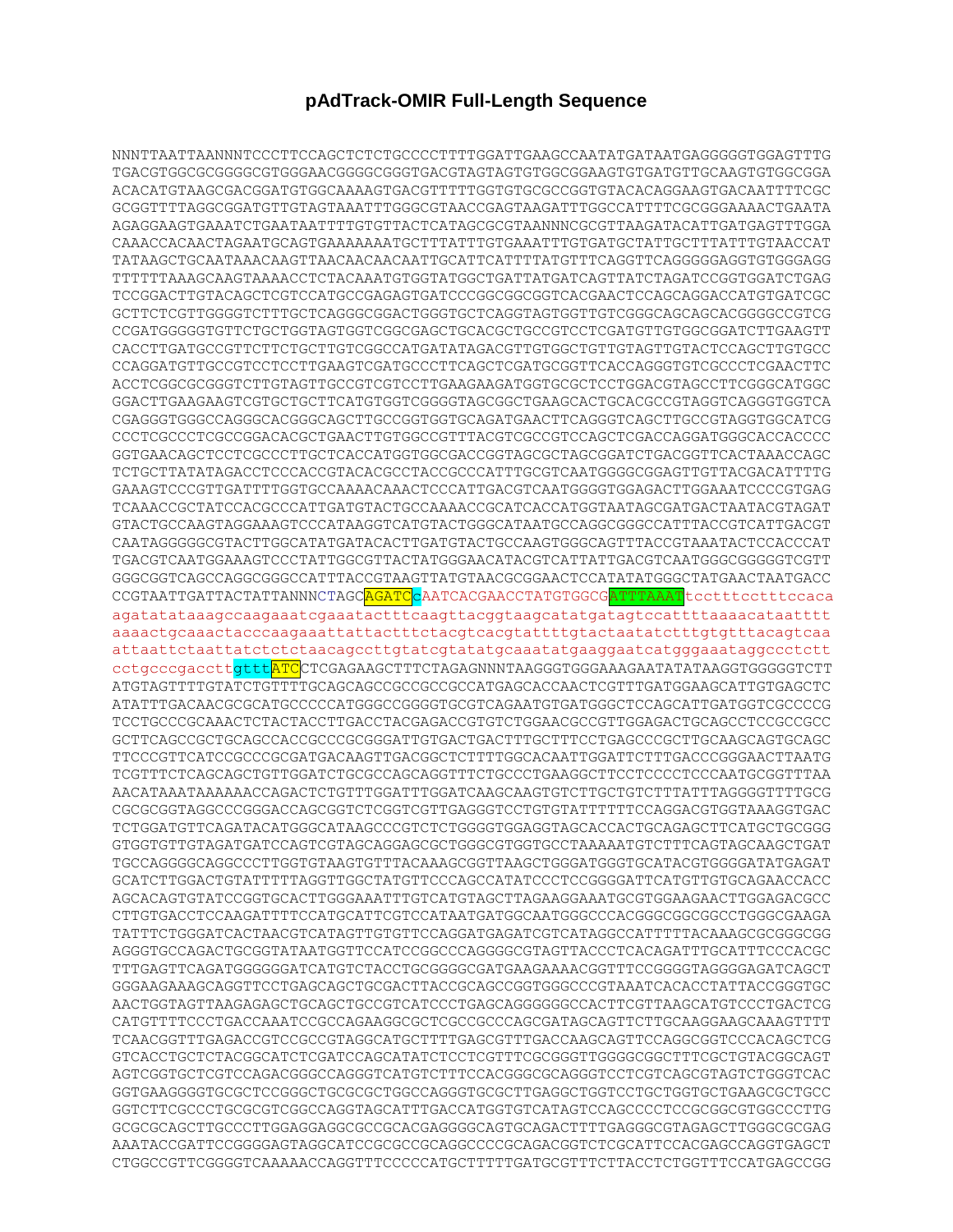# pAdTrack-OMIR Full-Length Sequence

```
NNNTTAATTAANNNTCCCTTCCAGCTCTCTGCCCCTTTTGGATTGAAGCCAATATGATAATGAGGGGGTGGAGTTTG
TGACGTGGCGCGGGGCGTGGGAACGGGGCGGGTGACGTAGTAGTGTGGCGGAAGTGTGATGTTGCAAGTGTGGCGGA
ACACATGTAAGCGACGGATGTGGCAAAAGTGACGTTTTTGGTGTGCGCCGGTGTACACAGGAAGTGACAATTTTCGC
GCGGTTTTAGGCGGATGTTGTAGTAAATTTGGGCGTAACCGAGTAAGATTTGGCCATTTTCGCGGGAAAACTGAATA
AGAGGAAGTGAAATCTGAATAATTTTGTGTTACTCATAGCGCGTAANNNCGCGTTAAGATACATTGATGAGTTTGGA
CAAACCACAACTAGAATGCAGTGAAAAAAATGCTTTATTTGTGAAATTTGTGATGCTATTGCTTTATTTGTAACCAT
TATAAGCTGCAATAAACAAGTTAACAACAACAATTGCATTCATTTTATGTTTCAGGTTCAGGGGGAGGTGTGGGAGG
TTTTTTAAAGCAAGTAAAACCTCTACAAATGTGGTATGGCTGATTATGATCAGTTATCTAGATCCGGTGGATCTGAG
TCCGGACTTGTACAGCTCGTCCATGCCGAGAGTGATCCCGGCGGCGGTCACGAACTCCAGCAGGACCATGTGATCGC
GCTTCTCGTTGGGGTCTTTGCTCAGGGCGGACTGGGTGCTCAGGTAGTGGTTGTCGGGCAGCAGCACGGGGCCGTCG
CCGATGGGGGTGTTCTGCTGGTAGTGGTCGGCGAGCTGCACGCTGCCGTCCTCGATGTTGTGGCGGATCTTGAAGTT
CACCTTGATGCCGTTCTTCTGCTTGTCGGCCATGATATAGACGTTGTGGCTGTTGTAGTTGTACTCCAGCTTGTGCC
CCAGGATGTTGCCGTCCTCCTTGAAGTCGATGCCCTTCAGCTCGATGCGGTTCACCAGGGTGTCGCCCTCGAACTTC
ACCTCGGCGCGGGTCTTGTAGTTGCCGTCGTCCTTGAAGAAGATGGTGCGCTCCTGGACGTAGCCTTCGGGCATGGC
GGACTTGAAGAAGTCGTGCTGCTTCATGTGGTCGGGGTAGCGGCTGAAGCACTGCACGCCGTAGGTCAGGGTGGTCA
CGAGGGTGGGCCAGGGCACGGGCAGCTTGCCGGTGGTGCAGATGAACTTCAGGGTCAGCTTGCCGTAGGTGGCATCG
CCCTCGCCCTCGCCGGACACGCTGAACTTGTGGCCGTTTACGTCGCCGTCCAGCTCGACCAGGATGGGCACCACCCC
GGTGAACAGCTCCTCGCCCTTGCTCACCATGGTGGCGACCGGTAGCGCTAGCGGATCTGACGGTTCACTAAACCAGC
TCTGCTTATATAGACCTCCCACCGTACACGCCTACCGCCCATTTGCGTCAATGGGGCGGAGTTGTTACGACATTTTG
GAAAGTCCCGTTGATTTTGGTGCCAAAACAAACTCCCATTGACGTCAATGGGGTGGAGACTTGGAAATCCCCGTGAG
TCAAACCGCTATCCACGCCCATTGATGTACTGCCAAAACCGCATCACCATGGTAATAGCGATGACTAATACGTAGAT
GTACTGCCAAGTAGGAAAGTCCCATAAGGTCATGTACTGGGCATAATGCCAGGCGGGCCATTTACCGTCATTGACGT
CAATAGGGGGCGTACTTGGCATATGATACACTTGATGTACTGCCAAGTGGGCAGTTTACCGTAAATACTCCACCCAT
TGACGTCAATGGAAAGTCCCTATTGGCGTTACTATGGGAACATACGTCATTATTGACGTCAATGGGCGGGGGTCGTT
GGGCGGTCAGCCAGGCGGGCCATTTACCGTAAGTTATGTAACGCGGAACTCCATATATGGGCTATGAACTAATGACC
CCGTAATTGATTACTATTANNNCTAGCAGATCcAATCACGAACCTATGTGGCGATTTAAATtcctttcctttccaca
agatatataaagccaagaaatcgaaatactttcaagttacggtaagcatatgatagtccattttaaaacataatttt
aaaactgcaaactacccaagaaattattactttctacgtcacgtattttgtactaatatctttgtgtttacagtcaa
attaattctaattatctctctaacagccttgtatcgtatatgcaaatatgaaggaatcatgggaaataggccctctt
cctgcccgaccttgtttATCCTCGAGAAGCTTTCTAGAGNNNTAAGGGTGGGAAAGAATATATAAGGTGGGGGTCTT
ATGTAGTTTTGTATCTGTTTTGCAGCAGCCGCCGCCGCCATGAGCACCAACTCGTTTGATGGAAGCATTGTGAGCTC
ATATTTGACAACGCGCATGCCCCCATGGGCCGGGGTGCGTCAGAATGTGATGGGCTCCAGCATTGATGGTCGCCCCG
TCCTGCCCGCAAACTCTACTACCTTGACCTACGAGACCGTGTCTGGAACGCCGTTGGAGACTGCAGCCTCCGCCGCC
GCTTCAGCCGCTGCAGCCACCGCCCGCGGGATTGTGACTGACTTTGCTTTCCTGAGCCCGCTTGCAAGCAGTGCAGC
TTCCCGTTCATCCGCCCGCGATGACAAGTTGACGGCTCTTTTGGCACAATTGGATTCTTTGACCCGGGAACTTAATG
TCGTTTCTCAGCAGCTGTTGGATCTGCGCCAGCAGGTTTCTGCCCTGAAGGCTTCCTCCCCTCCCAATGCGGTTTAA
AACATAAATAAAAAACCAGACTCTGTTTGGATTTGGATCAAGCAAGTGTCTTGCTGTCTTTATTTAGGGGTTTTGCG
CGCGCGGTAGGCCCGGGACCAGCGGTCTCGGTCGTTGAGGGTCCTGTGTATTTTTTCCAGGACGTGGTAAAGGTGAC
TCTGGATGTTCAGATACATGGGCATAAGCCCGTCTCTGGGGTGGAGGTAGCACCACTGCAGAGCTTCATGCTGCGGG
GTGGTGTTGTAGATGATCCAGTCGTAGCAGGAGCGCTGGGCGTGGTGCCTAAAAATGTCTTTCAGTAGCAAGCTGAT
TGCCAGGGGCAGGCCCTTGGTGTAAGTGTTTACAAAGCGGTTAAGCTGGGATGGGTGCATACGTGGGGATATGAGAT
GCATCTTGGACTGTATTTTTAGGTTGGCTATGTTCCCAGCCATATCCCTCCGGGGATTCATGTTGTGCAGAACCACC
AGCACAGTGTATCCGGTGCACTTGGGAAATTTGTCATGTAGCTTAGAAGGAAATGCGTGGAAGAACTTGGAGACGCC
CTTGTGACCTCCAAGATTTTCCATGCATTCGTCCATAATGATGGCAATGGGCCCACGGGCGGCGGCCTGGGCGAAGA
TATTTCTGGGATCACTAACGTCATAGTTGTGTTCCAGGATGAGATCGTCATAGGCCATTTTTACAAAGCGCGGGCGG
AGGGTGCCAGACTGCGGTATAATGGTTCCATCCGGCCCAGGGGCGTAGTTACCCTCACAGATTTGCATTTCCCACGC
TTTGAGTTCAGATGGGGGGATCATGTCTACCTGCGGGGCGATGAAGAAAACGGTTTCCGGGGTAGGGGAGATCAGCT
GGGAAGAAAGCAGGTTCCTGAGCAGCTGCGACTTACCGCAGCCGGTGGGCCCGTAAATCACACCTATTACCGGGTGC
AACTGGTAGTTAAGAGAGCTGCAGCTGCCGTCATCCCTGAGCAGGGGGGCCACTTCGTTAAGCATGTCCCTGACTCG
CATGTTTTCCCTGACCAAATCCGCCAGAAGGCGCTCGCCGCCCAGCGATAGCAGTTCTTGCAAGGAAGCAAAGTTTT
TCAACGGTTTGAGACCGTCCGCCGTAGGCATGCTTTTGAGCGTTTGACCAAGCAGTTCCAGGCGGTCCCACAGCTCG
GTCACCTGCTCTACGGCATCTCGATCCAGCATATCTCCTCGTTTCGCGGGTTGGGGCGGCTTTCGCTGTACGGCAGT
AGTCGGTGCTCGTCCAGACGGGCCAGGGTCATGTCTTTCCACGGGCGCAGGGTCCTCGTCAGCGTAGTCTGGGTCAC
GGTGAAGGGGTGCGCTCCGGGCTGCGCGCTGGCCAGGGTGCGCTTGAGGCTGGTCCTGCTGGTGCTGAAGCGCTGCC
GGTCTTCGCCCTGCGCGTCGGCCAGGTAGCATTTGACCATGGTGTCATAGTCCAGCCCCTCCGCGGCGTGGCCCTTG
GCGCGCAGCTTGCCCTTGGAGGAGGCGCCGCACGAGGGGCAGTGCAGACTTTTGAGGGCGTAGAGCTTGGGCGCGAG
AAATACCGATTCCGGGGAGTAGGCATCCGCGCCGCAGGCCCCGCAGACGGTCTCGCATTCCACGAGCCAGGTGAGCT
CTGGCCGTTCGGGGTCAAAAACCAGGTTTCCCCCATGCTTTTTGATGCGTTTCTTACCTCTGGTTTCCATGAGCCGG
```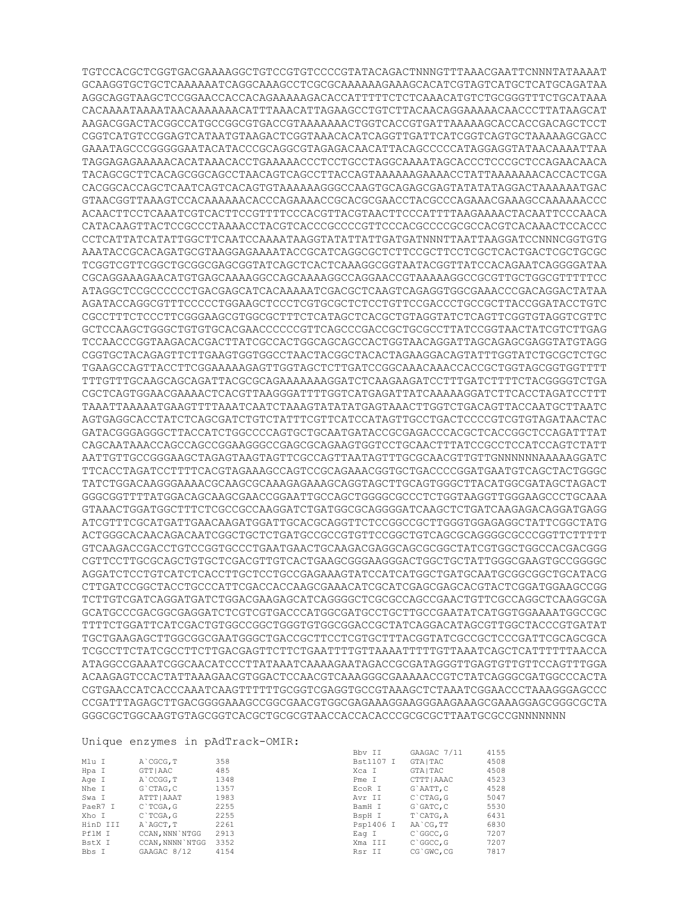```
TGTCCACGCTCGGTGACGAAAAGGCTGTCCGTGTCCCCGTATACAGACTNNNGTTTAAACGAATTCNNNTATAAAAT
GCAAGGTGCTGCTCAAAAAATCAGGCAAAGCCTCGCGCAAAAAAGAAAGCACATCGTAGTCATGCTCATGCAGATAA
AGGCAGGTAAGCTCCGGAACCACCACAGAAAAAGACACCATTTTTCTCTCAAACATGTCTGCGGGTTTCTGCATAAA
CACAAAATAAAATAACAAAAAAACATTTAAACATTAGAAGCCTGTCTTACAACAGGAAAAACAACCCTTATAAGCAT
AAGACGGACTACGGCCATGCCGGCGTGACCGTAAAAAAACTGGTCACCGTGATTAAAAAGCACCACCGACAGCTCCT
CGGTCATGTCCGGAGTCATAATGTAAGACTCGGTAAACACATCAGGTTGATTCATCGGTCAGTGCTAAAAAGCGACC
GAAATAGCCCGGGGGAATACATACCCGCAGGCGTAGAGACAACATTACAGCCCCCATAGGAGGTATAACAAAATTAA
TAGGAGAGAAAAACACATAAACACCTGAAAAACCCTCCTGCCTAGGCAAAATAGCACCCTCCCGCTCCAGAACAACA
TACAGCGCTTCACAGCGGCAGCCTAACAGTCAGCCTTACCAGTAAAAAAGAAAACCTATTAAAAAAACACCACTCGA
CACGGCACCAGCTCAATCAGTCACAGTGTAAAAAAGGGCCAAGTGCAGAGCGAGTATATATAGGACTAAAAAATGAC
GTAACGGTTAAAGTCCACAAAAAACACCCAGAAAACCGCACGCGAACCTACGCCCAGAAACGAAAGCCAAAAAACCC
ACAACTTCCTCAAATCGTCACTTCCGTTTTCCCACGTTACGTAACTTCCCATTTTAAGAAAACTACAATTCCCAACA
CATACAAGTTACTCCGCCCTAAAACCTACGTCACCCGCCCCGTTCCCACGCCCCGCGCCACGTCACAAACTCCACCC
CCTCATTATCATATTGGCTTCAATCCAAAATAAGGTATATTATTGATGATNNNTAATTAAGGATCCNNNCGGTGTG
AAATACCGCACAGATGCGTAAGGAGAAAATACCGCATCAGGCGCTCTTCCGCTTCCTCGCTCACTGACTCGCTGCGC
TCGGTCGTTCGGCTGCGGCGAGCGGTATCAGCTCACTCAAAGGCGGTAATACGGTTATCCACAGAATCAGGGGATAA
CGCAGGAAAGAACATGTGAGCAAAAGGCCAGCAAAAGGCCAGGAACCGTAAAAAGGCCGCGTTGCTGGCGTTTTTCC
ATAGGCTCCGCCCCCCTGACGAGCATCACAAAAATCGACGCTCAAGTCAGAGGTGGCGAAACCCGACAGGACTATAA
AGATACCAGGCGTTTCCCCCTGGAAGCTCCCTCGTGCGCTCTCCTGTTCCGACCCTGCCGCTTACCGGATACCTGTC
CGCCTTTCTCCCTTCGGGAAGCGTGGCGCTTTCTCATAGCTCACGCTGTAGGTATCTCAGTTCGGTGTAGGTCGTTC
GCTCCAAGCTGGGCTGTGTGCACGAACCCCCCGTTCAGCCCGACCGCTGCGCCTTATCCGGTAACTATCGTCTTGAG
TCCAACCCGGTAAGACACGACTTATCGCCACTGGCAGCAGCCACTGGTAACAGGATTAGCAGAGCGAGGTATGTAGG
CGGTGCTACAGAGTTCTTGAAGTGGTGGCCTAACTACGGCTACACTAGAAGGACAGTATTTGGTATCTGCGCTCTGC
TGAAGCCAGTTACCTTCGGAAAAAGAGTTGGTAGCTCTTGATCCGGCAAACAAACCACCGCTGGTAGCGGTGGTTTT
TTTGTTTGCAAGCAGCAGATTACGCGCAGAAAAAAAGGATCTCAAGAAGATCCTTTGATCTTTTCTACGGGGTCTGA
CGCTCAGTGGAACGAAAACTCACGTTAAGGGATTTTGGTCATGAGATTATCAAAAAGGATCTTCACCTAGATCCTTT
TAAATTAAAAATGAAGTTTTAAATCAATCTAAAGTATATATGAGTAAACTTGGTCTGACAGTTACCAATGCTTAATC
AGTGAGGCACCTATCTCAGCGATCTGTCTATTTCGTTCATCCATAGTTGCCTGACTCCCCGTCGTGTAGATAACTAC
GATACGGGAGGGCTTACCATCTGGCCCCAGTGCTGCAATGATACCGCGAGACCCACGCTCACCGGCTCCAGATTTAT
CAGCAATAAACCAGCCAGCCGGAAGGGCCGAGCGCAGAAGTGGTCCTGCAACTTTATCCGCCTCCATCCAGTCTATT
AATTGTTGCCGGGAAGCTAGAGTAAGTAGTTCGCCAGTTAATAGTTTGCGCAACGTTGTTGNNNNNNNAAAAAGGATC
TTCACCTAGATCCTTTTCACGTAGAAAGCCAGTCCGCAGAAACGGTGCTGACCCCGGATGAATGTCAGCTACTGGGC
TATCTGGACAAGGGAAAACGCAAGCGCAAAGAGAAAGCAGGTAGCTTGCAGTGGGCTTACATGGCGATAGCTAGACT
GGGCGGTTTTATGGACAGCAAGCGAACCGGAATTGCCAGCTGGGGCGCCCTCTGGTAAGGTTGGGAAGCCCTGCAAA
GTAAACTGGATGGCTTTCTCGCCGCCAAGGATCTGATGGCGCAGGGGATCAAGCTCTGATCAAGAGACAGGATGAGG
ATCGTTTCGCATGATTGAACAAGATGGATTGCACGCAGGTTCTCCGGCCGCTTGGGTGGAGAGGCTATTCGGCTATG
ACTGGGCACAACAGACAATCGGCTGCTCTGATGCCGCCGTGTTCCGGCTGTCAGCGCAGGGGCGCCCGGTTCTTTTT
GTCAAGACCGACCTGTCCGGTGCCCTGAATGAACTGCAAGACGAGGCAGCGCGGCTATCGTGGCTGGCCACGACGGG
CGTTCCTTGCGCAGCTGTGCTCGACGTTGTCACTGAAGCGGGAAGGGACTGGCTGCTATTGGGCGAAGTGCCGGGGC
AGGATCTCCTGTCATCTCACCTTGCTCCTGCCGAGAAAGTATCCATCATGGCTGATGCAATGCGGCGGCTGCATACG
CTTGATCCGGCTACCTGCCCATTCGACCACCAAGCGAAACATCGCATCGAGCGAGCACGTACTCGGATGGAAGCCGG
TCTTGTCGATCAGGATGATCTGGACGAAGAGCATCAGGGGCTCGCGCCAGCCGAACTGTTCGCCAGGCTCAAGGCGA
GCATGCCCGACGGCGAGGATCTCGTCGTGACCCATGGCGATGCCTGCTTGCCGAATATCATGGTGGAAAATGGCCGC
TTTTCTGGATTCATCGACTGTGGCCGGCTGGGTGTGGCGGACCGCTATCAGGACATAGCGTTGGCTACCCGTGATAT
TGCTGAAGAGCTTGGCGGCGAATGGGCTGACCGCTTCCTCGTGCTTTACGGTATCGCCGCTCCCGATTCGCAGCGCA
TCGCCTTCTATCGCCTTCTTGACGAGTTCTTCTGAATTTTGTTAAAATTTTTGTTAAATCAGCTCATTTTTTAACCA
ATAGGCCGAAATCGGCAACATCCCTTATAAATCAAAAGAATAGACCGCGATAGGGTTGAGTGTTGTTCCAGTTTGGA
ACAAGAGTCCACTATTAAAGAACGTGGACTCCAACGTCAAAGGGCGAAAAACCGTCTATCAGGGCGATGGCCCACTA
CGTGAACCATCACCCAAATCAAGTTTTTTGCGGTCGAGGTGCCGTAAAGCTCTAAATCGGAACCCTAAAGGGAGCCC
CCGATTTAGAGCTTGACGGGGAAAGCCGGCGAACGTGGCGAGAAAGGAAGGGAAGAAAGCGAAAGGAGCGGGCGCTA
GGGCGCTGGCAAGTGTAGCGGTCACGCTGCGCGTAACCACCACACCCGCGCGCTTAATGCGCCGNNNNNNN
```

Unique enzymes in pAdTrack-OMIR:

| Enzyme | Site | Position | Enzyme | Site | Position |
|---|---|---|---|---|---|
| Mlu I | A`CGCG,T | 358 | Bbv II | GAAGAC 7/11 | 4155 |
| Hpa I | GTT\|AAC | 485 | Bst1107 I | GTA\|TAC | 4508 |
| Age I | A`CCGG,T | 1348 | Xca I | GTA\|TAC | 4508 |
| Nhe I | G`CTAG,C | 1357 | Pme I | CTTT\|AAAC | 4523 |
| Swa I | ATTT\|AAAT | 1983 | EcoR I | G`AATT,C | 4528 |
| PaeR7 I | C`TCGA,G | 2255 | Avr II | C`CTAG,G | 5047 |
| Xho I | C`TCGA,G | 2255 | BamH I | G`GATC,C | 5530 |
| HinD III | A`AGCT,T | 2261 | BspH I | T`CATG,A | 6431 |
| Pf1M I | CCAN,NNN`NTGG | 2913 | Psp1406 I | AA`CG,TT | 6830 |
| BstX I | CCAN,NNNN`NTGG | 3352 | Eag I | C`GGCC,G | 7207 |
| Bbs I | GAAGAC 8/12 | 4154 | Xma III | C`GGCC,G | 7207 |
| | | | Rsr II | CG`GWC,CG | 7817 |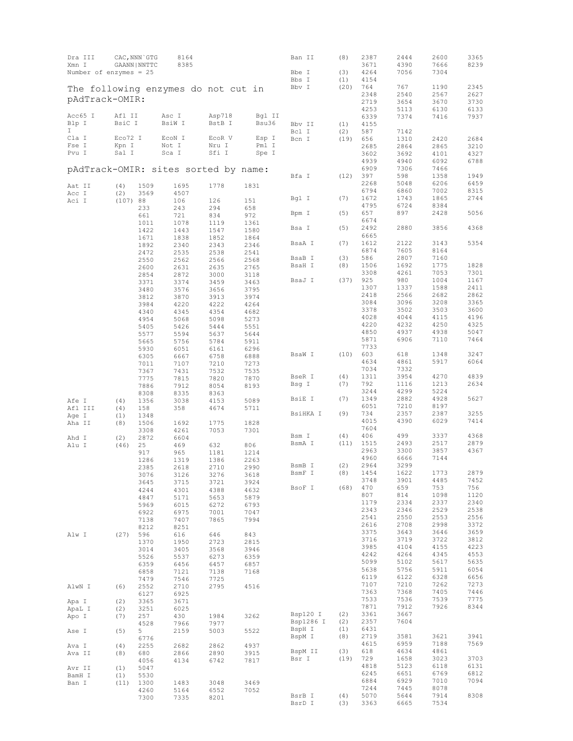```
Dra III     CAC,NNN`GTG     8164
Xmn I       GAANN|NNTTC     8385
Number of enzymes = 25
```

## The following enzymes do not cut in pAdTrack-OMIR:

```
Acc65 I     Afl II      Asc I       Asp718      Bgl II
Blp I       BsiC I      BsiW I      BstB I      Bsu36 I
Cla I       Eco72 I     EcoN I      EcoR V      Esp I
Fse I       Kpn I       Not I       Nru I       Pml I
Pvu I       Sal I       Sca I       Sfi I       Spe I
```

## pAdTrack-OMIR: sites sorted by name:

```
Aat II      (4)    1509    1695    1778    1831
Acc I       (2)    3569    4507
Aci I       (107)  88      106     126     151
                   233     243     294     658
                   661     721     834     972
                   1011    1078    1119    1361
                   1422    1443    1547    1580
                   1671    1838    1852    1864
                   1892    2340    2343    2346
                   2472    2535    2538    2541
                   2550    2562    2566    2568
                   2600    2631    2635    2765
                   2854    2872    3000    3118
                   3371    3374    3459    3463
                   3480    3576    3656    3795
                   3812    3870    3913    3974
                   3984    4220    4222    4264
                   4340    4345    4354    4682
                   4954    5068    5098    5273
                   5405    5426    5444    5551
                   5577    5594    5637    5644
                   5665    5756    5784    5911
                   5930    6051    6161    6296
                   6305    6667    6758    6888
                   7011    7107    7210    7273
                   7367    7431    7532    7535
                   7775    7815    7820    7870
                   7886    7912    8054    8193
                   8308    8335    8363
Afe I       (4)    1356    3038    4153    5089
Afl III     (4)    158     358     4674    5711
Age I       (1)    1348
Aha II      (8)    1506    1692    1775    1828
                   3308    4261    7053    7301
Ahd I       (2)    2872    6604
Alu I       (46)   25      469     632     806
                   917     965     1181    1214
                   1286    1319    1386    2263
                   2385    2618    2710    2990
                   3076    3126    3276    3618
                   3645    3715    3721    3924
                   4244    4301    4388    4632
                   4847    5171    5653    5879
                   5969    6015    6272    6793
                   6922    6975    7001    7047
                   7138    7407    7865    7994
                   8212    8251
Alw I       (27)   596     616     646     843
                   1370    1950    2723    2815
                   3014    3405    3568    3946
                   5526    5537    6273    6359
                   6359    6456    6457    6857
                   6858    7121    7138    7168
                   7479    7546    7725
AlwN I      (6)    2552    2710    2795    4516
                   6127    6925
Apa I       (2)    3365    3671
ApaL I      (2)    3251    6025
Apo I       (7)    257     430     1984    3262
                   4528    7966    7977
Ase I       (5)    5       2159    5003    5522
                   6776
Ava I       (4)    2255    2682    2862    4937
Ava II      (8)    680     2866    2890    3915
                   4056    4134    6742    7817
Avr II      (1)    5047
BamH I      (1)    5530
Ban I       (11)   1300    1483    3048    3469
                   4260    5164    6552    7052
                   7300    7335    8201
Ban II      (8)    2387    2444    2600    3365
                   3671    4390    7666    8239
Bbe I       (3)    4264    7056    7304
Bbs I       (1)    4154
Bbv I       (20)   764     767     1190    2345
                   2348    2540    2567    2627
                   2719    3654    3670    3730
                   4253    5113    6130    6133
                   6339    7374    7416    7937
Bbv II      (1)    4155
Bcl I       (2)    587     7142
Bcn I       (19)   656     1310    2420    2684
                   2685    2864    2865    3210
                   3602    3692    4101    4327
                   4939    4940    6092    6788
                   6909    7306    7466
Bfa I       (12)   397     598     1358    1949
                   2268    5048    6206    6459
                   6794    6860    7002    8315
Bgl I       (7)    1672    1743    1865    2744
                   4795    6724    8384
Bpm I       (5)    657     897     2428    5056
                   6674
Bsa I       (5)    2492    2880    3856    4368
                   6665
BsaA I      (7)    1612    2122    3143    5354
                   6874    7605    8164
BsaB I      (3)    586     2807    7160
BsaH I      (8)    1506    1692    1775    1828
                   3308    4261    7053    7301
BsaJ I      (37)   925     980     1004    1167
                   1307    1337    1588    2411
                   2418    2566    2682    2862
                   3084    3096    3208    3365
                   3378    3502    3503    3600
                   4028    4044    4115    4196
                   4220    4232    4250    4325
                   4850    4937    4938    5047
                   5871    6906    7110    7464
                   7733
BsaW I      (10)   603     618     1348    3247
                   4634    4861    5917    6064
                   7034    7332
BseR I      (4)    1311    3954    4270    4839
Bsg I       (7)    792     1116    1213    2634
                   3244    4299    5224
BsiE I      (7)    1349    2882    4928    5627
                   6051    7210    8197
BsiHKA I    (9)    734     2357    2387    3255
                   4015    4390    6029    7414
                   7604
Bsm I       (4)    406     499     3337    4368
BsmA I      (11)   1515    2493    2517    2879
                   2963    3300    3857    4367
                   4960    6666    7144
BsmB I      (2)    2964    3299
BsmF I      (8)    1454    1622    1773    2879
                   3748    3901    4485    7452
BsoF I      (68)   470     659     753     756
                   807     814     1098    1120
                   1179    2334    2337    2340
                   2343    2346    2529    2538
                   2541    2550    2553    2556
                   2616    2708    2998    3372
                   3375    3643    3646    3659
                   3716    3719    3722    3812
                   3985    4104    4155    4223
                   4242    4264    4345    4553
                   5099    5102    5617    5635
                   5638    5756    5911    6054
                   6119    6122    6328    6656
                   7107    7210    7262    7273
                   7363    7368    7405    7446
                   7533    7536    7539    7775
                   7871    7912    7926    8344
Bsp120 I    (2)    3361    3667
Bsp1286 I   (2)    2357    7604
BspH I      (1)    6431
BspM I      (8)    2719    3581    3621    3941
                   4615    6959    7188    7569
BspM II     (3)    618     4634    4861
Bsr I       (19)   729     1658    3023    3703
                   4818    5123    6118    6131
                   6245    6651    6769    6812
                   6884    6929    7010    7094
                   7244    7445    8078
BsrB I      (4)    5070    5644    7914    8308
BsrD I      (3)    3363    6665    7534
```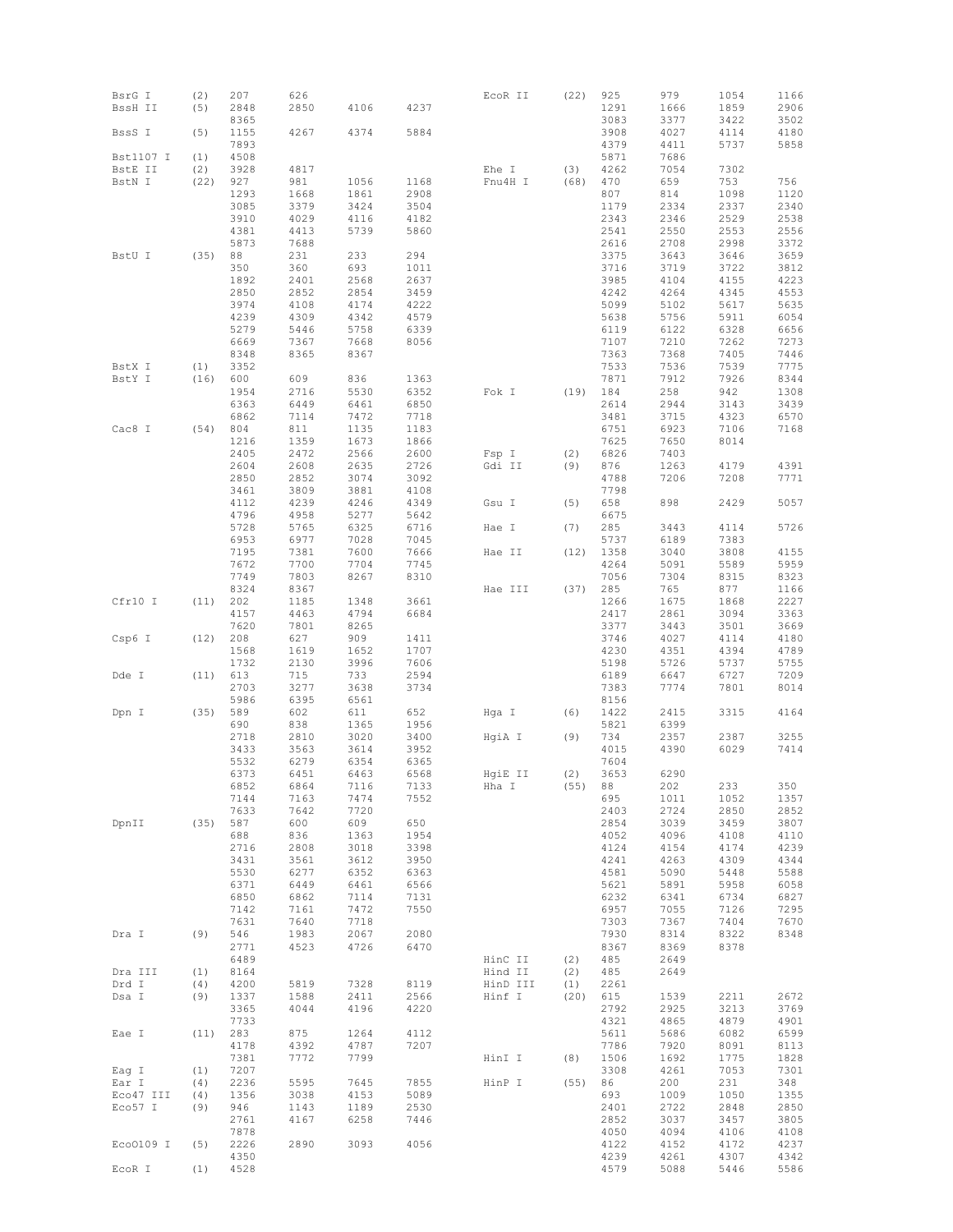```
BsrG I     (2)  207    626
BssH II    (5)  2848   2850   4106   4237
                8365
BssS I     (5)  1155   4267   4374   5884
                7893
Bst1107 I  (1)  4508
BstE II    (2)  3928   4817
BstN I     (22) 927    981    1056   1168
                1293   1668   1861   2908
                3085   3379   3424   3504
                3910   4029   4116   4182
                4381   4413   5739   5860
                5873   7688
BstU I     (35) 88     231    233    294
                350    360    693    1011
                1892   2401   2568   2637
                2850   2852   2854   3459
                3974   4108   4174   4222
                4239   4309   4342   4579
                5279   5446   5758   6339
                6669   7367   7668   8056
                8348   8365   8367
BstX I     (1)  3352
BstY I     (16) 600    609    836    1363
                1954   2716   5530   6352
                6363   6449   6461   6850
                6862   7114   7472   7718
Cac8 I     (54) 804    811    1135   1183
                1216   1359   1673   1866
                2405   2472   2566   2600
                2604   2608   2635   2726
                2850   2852   3074   3092
                3461   3809   3881   4108
                4112   4239   4246   4349
                4796   4958   5277   5642
                5728   5765   6325   6716
                6953   6977   7028   7045
                7195   7381   7600   7666
                7672   7700   7704   7745
                7749   7803   8267   8310
                8324   8367
Cfr10 I    (11) 202    1185   1348   3661
                4157   4463   4794   6684
                7620   7801   8265
Csp6 I     (12) 208    627    909    1411
                1568   1619   1652   1707
                1732   2130   3996   7606
Dde I      (11) 613    715    733    2594
                2703   3277   3638   3734
                5986   6395   6561
Dpn I      (35) 589    602    611    652
                690    838    1365   1956
                2718   2810   3020   3400
                3433   3563   3614   3952
                5532   6279   6354   6365
                6373   6451   6463   6568
                6852   6864   7116   7133
                7144   7163   7474   7552
                7633   7642   7720
DpnII      (35) 587    600    609    650
                688    836    1363   1954
                2716   2808   3018   3398
                3431   3561   3612   3950
                5530   6277   6352   6363
                6371   6449   6461   6566
                6850   6862   7114   7131
                7142   7161   7472   7550
                7631   7640   7718
Dra I      (9)  546    1983   2067   2080
                2771   4523   4726   6470
                6489
Dra III    (1)  8164
Drd I      (4)  4200   5819   7328   8119
Dsa I      (9)  1337   1588   2411   2566
                3365   4044   4196   4220
                7733
Eae I      (11) 283    875    1264   4112
                4178   4392   4787   7207
                7381   7772   7799
Eag I      (1)  7207
Ear I      (4)  2236   5595   7645   7855
Eco47 III  (4)  1356   3038   4153   5089
Eco57 I    (9)  946    1143   1189   2530
                2761   4167   6258   7446
                7878
Eco0109 I  (5)  2226   2890   3093   4056
                4350
EcoR I     (1)  4528
EcoR II    (22) 925    979    1054   1166
                1291   1666   1859   2906
                3083   3377   3422   3502
                3908   4027   4114   4180
                4379   4411   5737   5858
                5871   7686
Ehe I      (3)  4262   7054   7302
Fnu4H I    (68) 470    659    753    756
                807    814    1098   1120
                1179   2334   2337   2340
                2343   2346   2529   2538
                2541   2550   2553   2556
                2616   2708   2998   3372
                3375   3643   3646   3659
                3716   3719   3722   3812
                3985   4104   4155   4223
                4242   4264   4345   4553
                5099   5102   5617   5635
                5638   5756   5911   6054
                6119   6122   6328   6656
                7107   7210   7262   7273
                7363   7368   7405   7446
                7533   7536   7539   7775
                7871   7912   7926   8344
Fok I      (19) 184    258    942    1308
                2614   2944   3143   3439
                3481   3715   4323   6570
                6751   6923   7106   7168
                7625   7650   8014
Fsp I      (2)  6826   7403
Gdi II     (9)  876    1263   4179   4391
                4788   7206   7208   7771
                7798
Gsu I      (5)  658    898    2429   5057
                6675
Hae I      (7)  285    3443   4114   5726
                5737   6189   7383
Hae II     (12) 1358   3040   3808   4155
                4264   5091   5589   5959
                7056   7304   8315   8323
Hae III    (37) 285    765    877    1166
                1266   1675   1868   2227
                2417   2861   3094   3363
                3377   3443   3501   3669
                3746   4027   4114   4180
                4230   4351   4394   4789
                5198   5726   5737   5755
                6189   6647   6727   7209
                7383   7774   7801   8014
                8156
Hga I      (6)  1422   2415   3315   4164
                5821   6399
HgiA I     (9)  734    2357   2387   3255
                4015   4390   6029   7414
                7604
HgiE II    (2)  3653   6290
Hha I      (55) 88     202    233    350
                695    1011   1052   1357
                2403   2724   2850   2852
                2854   3039   3459   3807
                4052   4096   4108   4110
                4124   4154   4174   4239
                4241   4263   4309   4344
                4581   5090   5448   5588
                5621   5891   5958   6058
                6232   6341   6734   6827
                6957   7055   7126   7295
                7303   7367   7404   7670
                7930   8314   8322   8348
                8367   8369   8378
HinC II    (2)  485    2649
Hind II    (2)  485    2649
HinD III   (1)  2261
Hinf I     (20) 615    1539   2211   2672
                2792   2925   3213   3769
                4321   4865   4879   4901
                5611   5686   6082   6599
                7786   7920   8091   8113
HinI I     (8)  1506   1692   1775   1828
                3308   4261   7053   7301
HinP I     (55) 86     200    231    348
                693    1009   1050   1355
                2401   2722   2848   2850
                2852   3037   3457   3805
                4050   4094   4106   4108
                4122   4152   4172   4237
                4239   4261   4307   4342
                4579   5088   5446   5586
```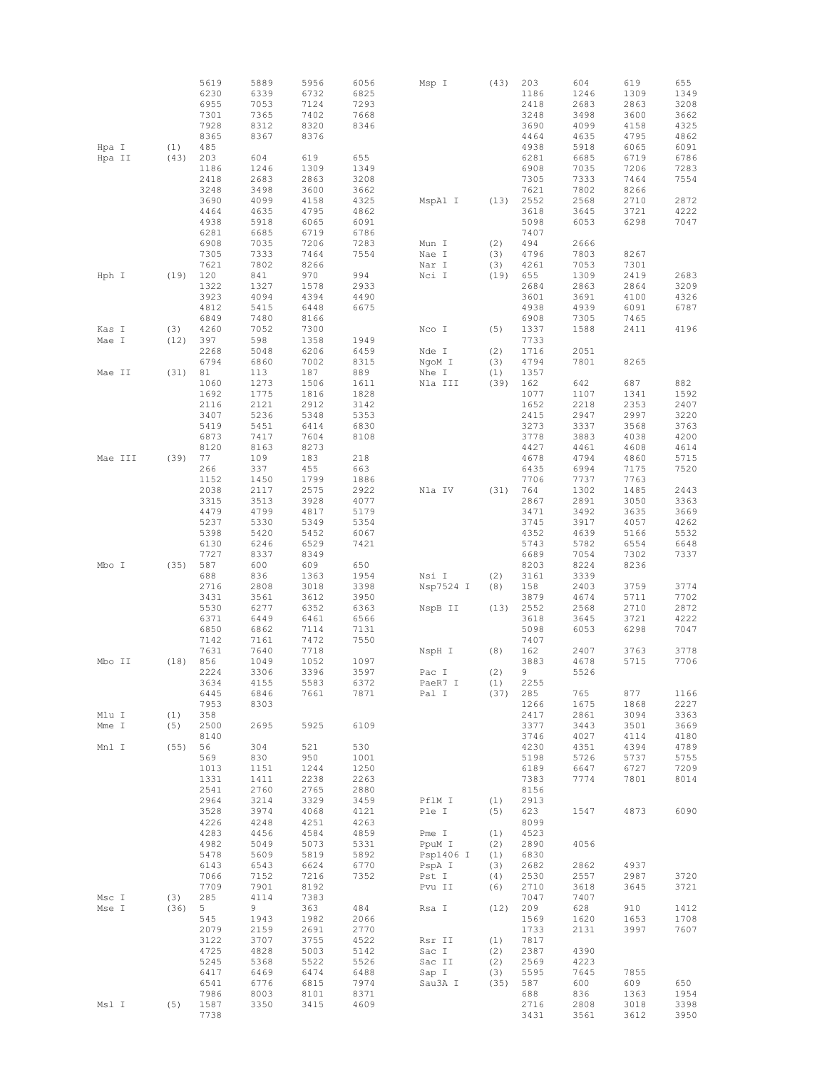| Enzyme | Count | Positions | | | |
|---|---|---|---|---|---|
| | | 5619 | 5889 | 5956 | 6056 |
| | | 6230 | 6339 | 6732 | 6825 |
| | | 6955 | 7053 | 7124 | 7293 |
| | | 7301 | 7365 | 7402 | 7668 |
| | | 7928 | 8312 | 8320 | 8346 |
| | | 8365 | 8367 | 8376 | |
| Hpa I | (1) | 485 | | | |
| Hpa II | (43) | 203 | 604 | 619 | 655 |
| | | 1186 | 1246 | 1309 | 1349 |
| | | 2418 | 2683 | 2863 | 3208 |
| | | 3248 | 3498 | 3600 | 3662 |
| | | 3690 | 4099 | 4158 | 4325 |
| | | 4464 | 4635 | 4795 | 4862 |
| | | 4938 | 5918 | 6065 | 6091 |
| | | 6281 | 6685 | 6719 | 6786 |
| | | 6908 | 7035 | 7206 | 7283 |
| | | 7305 | 7333 | 7464 | 7554 |
| | | 7621 | 7802 | 8266 | |
| Hph I | (19) | 120 | 841 | 970 | 994 |
| | | 1322 | 1327 | 1578 | 2933 |
| | | 3923 | 4094 | 4394 | 4490 |
| | | 4812 | 5415 | 6448 | 6675 |
| | | 6849 | 7480 | 8166 | |
| Kas I | (3) | 4260 | 7052 | 7300 | |
| Mae I | (12) | 397 | 598 | 1358 | 1949 |
| | | 2268 | 5048 | 6206 | 6459 |
| | | 6794 | 6860 | 7002 | 8315 |
| Mae II | (31) | 81 | 113 | 187 | 889 |
| | | 1060 | 1273 | 1506 | 1611 |
| | | 1692 | 1775 | 1816 | 1828 |
| | | 2116 | 2121 | 2912 | 3142 |
| | | 3407 | 5236 | 5348 | 5353 |
| | | 5419 | 5451 | 6414 | 6830 |
| | | 6873 | 7417 | 7604 | 8108 |
| | | 8120 | 8163 | 8273 | |
| Mae III | (39) | 77 | 109 | 183 | 218 |
| | | 266 | 337 | 455 | 663 |
| | | 1152 | 1450 | 1799 | 1886 |
| | | 2038 | 2117 | 2575 | 2922 |
| | | 3315 | 3513 | 3928 | 4077 |
| | | 4479 | 4799 | 4817 | 5179 |
| | | 5237 | 5330 | 5349 | 5354 |
| | | 5398 | 5420 | 5452 | 6067 |
| | | 6130 | 6246 | 6529 | 7421 |
| | | 7727 | 8337 | 8349 | |
| Mbo I | (35) | 587 | 600 | 609 | 650 |
| | | 688 | 836 | 1363 | 1954 |
| | | 2716 | 2808 | 3018 | 3398 |
| | | 3431 | 3561 | 3612 | 3950 |
| | | 5530 | 6277 | 6352 | 6363 |
| | | 6371 | 6449 | 6461 | 6566 |
| | | 6850 | 6862 | 7114 | 7131 |
| | | 7142 | 7161 | 7472 | 7550 |
| | | 7631 | 7640 | 7718 | |
| Mbo II | (18) | 856 | 1049 | 1052 | 1097 |
| | | 2224 | 3306 | 3396 | 3597 |
| | | 3634 | 4155 | 5583 | 6372 |
| | | 6445 | 6846 | 7661 | 7871 |
| | | 7953 | 8303 | | |
| Mlu I | (1) | 358 | | | |
| Mme I | (5) | 2500 | 2695 | 5925 | 6109 |
| | | 8140 | | | |
| Mnl I | (55) | 56 | 304 | 521 | 530 |
| | | 569 | 830 | 950 | 1001 |
| | | 1013 | 1151 | 1244 | 1250 |
| | | 1331 | 1411 | 2238 | 2263 |
| | | 2541 | 2760 | 2765 | 2880 |
| | | 2964 | 3214 | 3329 | 3459 |
| | | 3528 | 3974 | 4068 | 4121 |
| | | 4226 | 4248 | 4251 | 4263 |
| | | 4283 | 4456 | 4584 | 4859 |
| | | 4982 | 5049 | 5073 | 5331 |
| | | 5478 | 5609 | 5819 | 5892 |
| | | 6143 | 6543 | 6624 | 6770 |
| | | 7066 | 7152 | 7216 | 7352 |
| | | 7709 | 7901 | 8192 | |
| Msc I | (3) | 285 | 4114 | 7383 | |
| Mse I | (36) | 5 | 9 | 363 | 484 |
| | | 545 | 1943 | 1982 | 2066 |
| | | 2079 | 2159 | 2691 | 2770 |
| | | 3122 | 3707 | 3755 | 4522 |
| | | 4725 | 4828 | 5003 | 5142 |
| | | 5245 | 5368 | 5522 | 5526 |
| | | 6417 | 6469 | 6474 | 6488 |
| | | 6541 | 6776 | 6815 | 7974 |
| | | 7986 | 8003 | 8101 | 8371 |
| Msl I | (5) | 1587 | 3350 | 3415 | 4609 |
| | | 7738 | | | |
| Msp I | (43) | 203 | 604 | 619 | 655 |
| | | 1186 | 1246 | 1309 | 1349 |
| | | 2418 | 2683 | 2863 | 3208 |
| | | 3248 | 3498 | 3600 | 3662 |
| | | 3690 | 4099 | 4158 | 4325 |
| | | 4464 | 4635 | 4795 | 4862 |
| | | 4938 | 5918 | 6065 | 6091 |
| | | 6281 | 6685 | 6719 | 6786 |
| | | 6908 | 7035 | 7206 | 7283 |
| | | 7305 | 7333 | 7464 | 7554 |
| | | 7621 | 7802 | 8266 | |
| MspA1 I | (13) | 2552 | 2568 | 2710 | 2872 |
| | | 3618 | 3645 | 3721 | 4222 |
| | | 5098 | 6053 | 6298 | 7047 |
| | | 7407 | | | |
| Mun I | (2) | 494 | 2666 | | |
| Nae I | (3) | 4796 | 7803 | 8267 | |
| Nar I | (3) | 4261 | 7053 | 7301 | |
| Nci I | (19) | 655 | 1309 | 2419 | 2683 |
| | | 2684 | 2863 | 2864 | 3209 |
| | | 3601 | 3691 | 4100 | 4326 |
| | | 4938 | 4939 | 6091 | 6787 |
| | | 6908 | 7305 | 7465 | |
| Nco I | (5) | 1337 | 1588 | 2411 | 4196 |
| | | 7733 | | | |
| Nde I | (2) | 1716 | 2051 | | |
| NgoM I | (3) | 4794 | 7801 | 8265 | |
| Nhe I | (1) | 1357 | | | |
| Nla III | (39) | 162 | 642 | 687 | 882 |
| | | 1077 | 1107 | 1341 | 1592 |
| | | 1652 | 2218 | 2353 | 2407 |
| | | 2415 | 2947 | 2997 | 3220 |
| | | 3273 | 3337 | 3568 | 3763 |
| | | 3778 | 3883 | 4038 | 4200 |
| | | 4427 | 4461 | 4608 | 4614 |
| | | 4678 | 4794 | 4860 | 5715 |
| | | 6435 | 6994 | 7175 | 7520 |
| | | 7706 | 7737 | 7763 | |
| Nla IV | (31) | 764 | 1302 | 1485 | 2443 |
| | | 2867 | 2891 | 3050 | 3363 |
| | | 3471 | 3492 | 3635 | 3669 |
| | | 3745 | 3917 | 4057 | 4262 |
| | | 4352 | 4639 | 5166 | 5532 |
| | | 5743 | 5782 | 6554 | 6648 |
| | | 6689 | 7054 | 7302 | 7337 |
| | | 8203 | 8224 | 8236 | |
| Nsi I | (2) | 3161 | 3339 | | |
| Nsp7524 I | (8) | 158 | 2403 | 3759 | 3774 |
| | | 3879 | 4674 | 5711 | 7702 |
| NspB II | (13) | 2552 | 2568 | 2710 | 2872 |
| | | 3618 | 3645 | 3721 | 4222 |
| | | 5098 | 6053 | 6298 | 7047 |
| | | 7407 | | | |
| NspH I | (8) | 162 | 2407 | 3763 | 3778 |
| | | 3883 | 4678 | 5715 | 7706 |
| Pac I | (2) | 9 | 5526 | | |
| PaeR7 I | (1) | 2255 | | | |
| Pal I | (37) | 285 | 765 | 877 | 1166 |
| | | 1266 | 1675 | 1868 | 2227 |
| | | 2417 | 2861 | 3094 | 3363 |
| | | 3377 | 3443 | 3501 | 3669 |
| | | 3746 | 4027 | 4114 | 4180 |
| | | 4230 | 4351 | 4394 | 4789 |
| | | 5198 | 5726 | 5737 | 5755 |
| | | 6189 | 6647 | 6727 | 7209 |
| | | 7383 | 7774 | 7801 | 8014 |
| | | 8156 | | | |
| PflM I | (1) | 2913 | | | |
| Ple I | (5) | 623 | 1547 | 4873 | 6090 |
| | | 8099 | | | |
| Pme I | (1) | 4523 | | | |
| PpuM I | (2) | 2890 | 4056 | | |
| Psp1406 I | (1) | 6830 | | | |
| PspA I | (3) | 2682 | 2862 | 4937 | |
| Pst I | (4) | 2530 | 2557 | 2987 | 3720 |
| Pvu II | (6) | 2710 | 3618 | 3645 | 3721 |
| | | 7047 | 7407 | | |
| Rsa I | (12) | 209 | 628 | 910 | 1412 |
| | | 1569 | 1620 | 1653 | 1708 |
| | | 1733 | 2131 | 3997 | 7607 |
| Rsr II | (1) | 7817 | | | |
| Sac I | (2) | 2387 | 4390 | | |
| Sac II | (2) | 2569 | 4223 | | |
| Sap I | (3) | 5595 | 7645 | 7855 | |
| Sau3A I | (35) | 587 | 600 | 609 | 650 |
| | | 688 | 836 | 1363 | 1954 |
| | | 2716 | 2808 | 3018 | 3398 |
| | | 3431 | 3561 | 3612 | 3950 |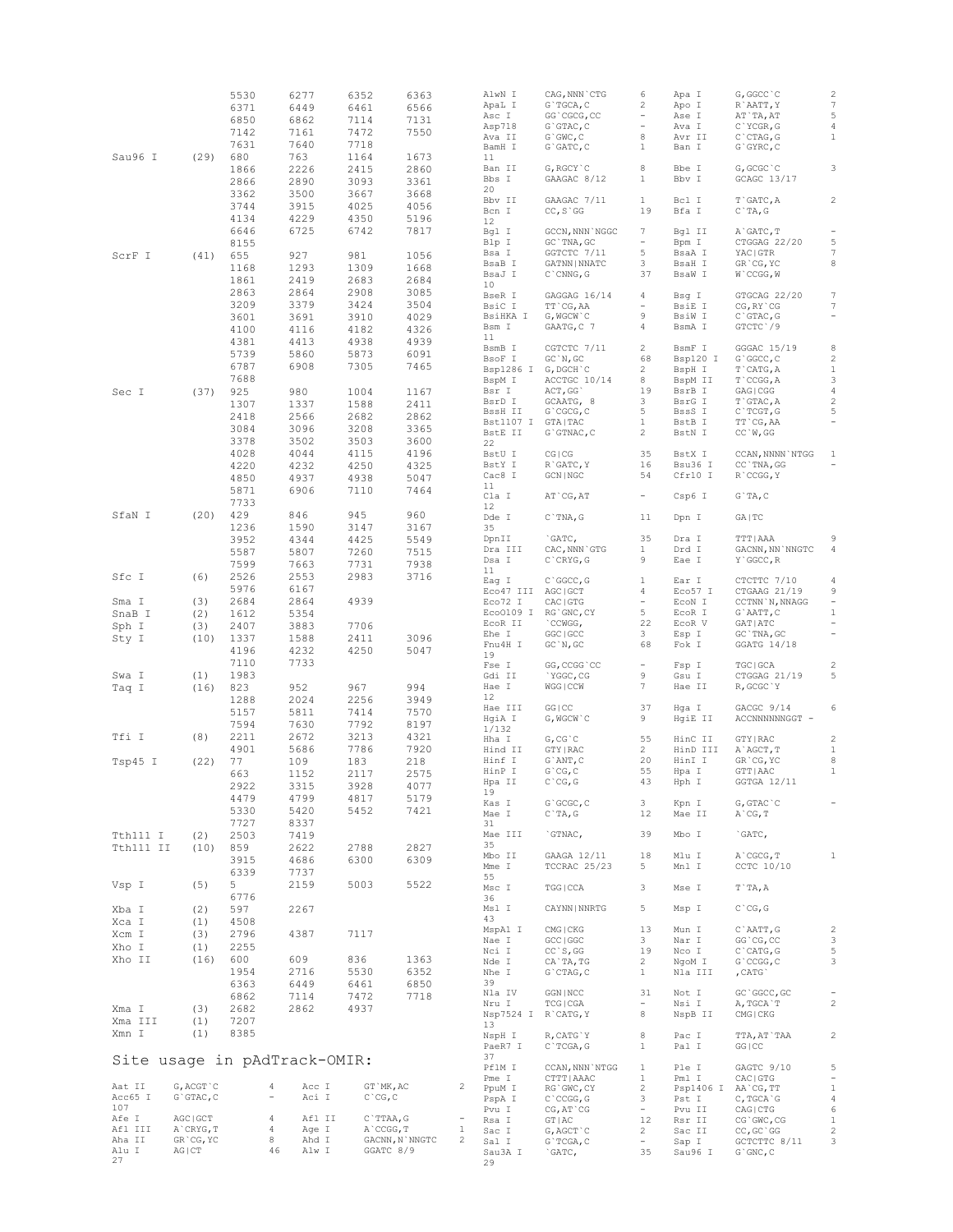| | | | | | |
|---|---|---|---|---|---|
| | | 5530 | 6277 | 6352 | 6363 |
| | | 6371 | 6449 | 6461 | 6566 |
| | | 6850 | 6862 | 7114 | 7131 |
| | | 7142 | 7161 | 7472 | 7550 |
| | | 7631 | 7640 | 7718 | |
| Sau96 I | (29) | 680 | 763 | 1164 | 1673 |
| | | 1866 | 2226 | 2415 | 2860 |
| | | 2866 | 2890 | 3093 | 3361 |
| | | 3362 | 3500 | 3667 | 3668 |
| | | 3744 | 3915 | 4025 | 4056 |
| | | 4134 | 4229 | 4350 | 5196 |
| | | 6646 | 6725 | 6742 | 7817 |
| | | 8155 | | | |
| ScrF I | (41) | 655 | 927 | 981 | 1056 |
| | | 1168 | 1293 | 1309 | 1668 |
| | | 1861 | 2419 | 2683 | 2684 |
| | | 2863 | 2864 | 2908 | 3085 |
| | | 3209 | 3379 | 3424 | 3504 |
| | | 3601 | 3691 | 3910 | 4029 |
| | | 4100 | 4116 | 4182 | 4326 |
| | | 4381 | 4413 | 4938 | 4939 |
| | | 5739 | 5860 | 5873 | 6091 |
| | | 6787 | 6908 | 7305 | 7465 |
| | | 7688 | | | |
| Sec I | (37) | 925 | 980 | 1004 | 1167 |
| | | 1307 | 1337 | 1588 | 2411 |
| | | 2418 | 2566 | 2682 | 2862 |
| | | 3084 | 3096 | 3208 | 3365 |
| | | 3378 | 3502 | 3503 | 3600 |
| | | 4028 | 4044 | 4115 | 4196 |
| | | 4220 | 4232 | 4250 | 4325 |
| | | 4850 | 4937 | 4938 | 5047 |
| | | 5871 | 6906 | 7110 | 7464 |
| | | 7733 | | | |
| SfaN I | (20) | 429 | 846 | 945 | 960 |
| | | 1236 | 1590 | 3147 | 3167 |
| | | 3952 | 4344 | 4425 | 5549 |
| | | 5587 | 5807 | 7260 | 7515 |
| | | 7599 | 7663 | 7731 | 7938 |
| Sfc I | (6) | 2526 | 2553 | 2983 | 3716 |
| | | 5976 | 6167 | | |
| Sma I | (3) | 2684 | 2864 | 4939 | |
| SnaB I | (2) | 1612 | 5354 | | |
| Sph I | (3) | 2407 | 3883 | 7706 | |
| Sty I | (10) | 1337 | 1588 | 2411 | 3096 |
| | | 4196 | 4232 | 4250 | 5047 |
| | | 7110 | 7733 | | |
| Swa I | (1) | 1983 | | | |
| Taq I | (16) | 823 | 952 | 967 | 994 |
| | | 1288 | 2024 | 2256 | 3949 |
| | | 5157 | 5811 | 7414 | 7570 |
| | | 7594 | 7630 | 7792 | 8197 |
| Tfi I | (8) | 2211 | 2672 | 3213 | 4321 |
| | | 4901 | 5686 | 7786 | 7920 |
| Tsp45 I | (22) | 77 | 109 | 183 | 218 |
| | | 663 | 1152 | 2117 | 2575 |
| | | 2922 | 3315 | 3928 | 4077 |
| | | 4479 | 4799 | 4817 | 5179 |
| | | 5330 | 5420 | 5452 | 7421 |
| | | 7727 | 8337 | | |
| Tth111 I | (2) | 2503 | 7419 | | |
| Tth111 II | (10) | 859 | 2622 | 2788 | 2827 |
| | | 3915 | 4686 | 6300 | 6309 |
| | | 6339 | 7737 | | |
| Vsp I | (5) | 5 | 2159 | 5003 | 5522 |
| | | 6776 | | | |
| Xba I | (2) | 597 | 2267 | | |
| Xca I | (1) | 4508 | | | |
| Xcm I | (3) | 2796 | 4387 | 7117 | |
| Xho I | (1) | 2255 | | | |
| Xho II | (16) | 600 | 609 | 836 | 1363 |
| | | 1954 | 2716 | 5530 | 6352 |
| | | 6363 | 6449 | 6461 | 6850 |
| | | 6862 | 7114 | 7472 | 7718 |
| Xma I | (3) | 2682 | 2862 | 4937 | |
| Xma III | (1) | 7207 | | | |
| Xmn I | (1) | 8385 | | | |

## Site usage in pAdTrack-OMIR:

| Enzyme | Site | Usage | Enzyme | Site | Usage |
|---|---|---|---|---|---|
| Aat II | G,ACGT`C | 4 | Acc I | GT`MK,AC | 2 |
| Acc65 I | G`GTAC,C | - | Aci I | C`CG,C | 107 |
| Afe I | AGC\|GCT | 4 | Afl II | C`TTAA,G | - |
| Afl III | A`CRYG,T | 4 | Age I | A`CCGG,T | 1 |
| Aha II | GR`CG,YC | 8 | Ahd I | GACNN,N`NNGTC | 2 |
| Alu I | AG\|CT | 46 | Alw I | GGATC 8/9 | 27 |
| AlwN I | CAG,NNN`CTG | 6 | Apa I | G,GGCC`C | 2 |
| ApaL I | G`TGCA,C | 2 | Apo I | R`AATT,Y | 7 |
| Asc I | GG`CGCG,CC | - | Ase I | AT`TA,AT | 5 |
| Asp718 | G`GTAC,C | - | Ava I | C`YCGR,G | 4 |
| Ava II | G`GWC,C | 8 | Avr II | C`CTAG,G | 1 |
| BamH I | G`GATC,C | 1 | Ban I | G`GYRC,C | 11 |
| Ban II | G,RGCY`C | 8 | Bbe I | G,GCGC`C | 3 |
| Bbs I | GAAGAC 8/12 | 1 | Bbv I | GCAGC 13/17 | 20 |
| Bbv II | GAAGAC 7/11 | 1 | Bcl I | T`GATC,A | 2 |
| Bcn I | CC,S`GG | 19 | Bfa I | C`TA,G | 12 |
| Bgl I | GCCN,NNN`NGGC | 7 | Bgl II | A`GATC,T | - |
| Blp I | GC`TNA,GC | - | Bpm I | CTGGAG 22/20 | 5 |
| Bsa I | GGTCTC 7/11 | 5 | BsaA I | YAC\|GTR | 7 |
| BsaB I | GATNN\|NNATC | 3 | BsaH I | GR`CG,YC | 8 |
| BsaJ I | C`CNNG,G | 37 | BsaW I | W`CCGG,W | 10 |
| BseR I | GAGGAG 16/14 | 4 | Bsg I | GTGCAG 22/20 | 7 |
| BsiC I | TT`CG,AA | - | BsiE I | CG,RY`CG | 7 |
| BsiHKA I | G,WGCW`C | 9 | BsiW I | C`GTAC,G | - |
| Bsm I | GAATG,C 7 | 4 | BsmA I | GTCTC`/9 | 11 |
| BsmB I | CGTCTC 7/11 | 2 | BsmF I | GGGAC 15/19 | 8 |
| BsoF I | GC`N,GC | 68 | Bsp120 I | G`GGCC,C | 2 |
| Bsp1286 I | G,DGCH`C | 2 | BspH I | T`CATG,A | 1 |
| BspM I | ACCTGC 10/14 | 8 | BspM II | T`CCGG,A | 3 |
| Bsr I | ACT,GG` | 19 | BsrB I | GAG\|CGG | 4 |
| BsrD I | GCAATG, 8 | 3 | BsrG I | T`GTAC,A | 2 |
| BssH II | G`CGCG,C | 5 | BssS I | C`TCGT,G | 5 |
| Bst1107 I | GTA\|TAC | 1 | BstB I | TT`CG,AA | - |
| BstE II | G`GTNAC,C | 2 | BstN I | CC`W,GG | 22 |
| BstU I | CG\|CG | 35 | BstX I | CCAN,NNNN`NTGG | 1 |
| BstY I | R`GATC,Y | 16 | Bsu36 I | CC`TNA,GG | - |
| Cac8 I | GCN\|NGC | 54 | Cfr10 I | R`CCGG,Y | 11 |
| Cla I | AT`CG,AT | - | Csp6 I | G`TA,C | 12 |
| Dde I | C`TNA,G | 11 | Dpn I | GA\|TC | 35 |
| DpnII | `GATC, | 35 | Dra I | TTT\|AAA | 9 |
| Dra III | CAC,NNN`GTG | 1 | Drd I | GACNN,NN`NNGTC | 4 |
| Dsa I | C`CRYG,G | 9 | Eae I | Y`GGCC,R | 11 |
| Eag I | C`GGCC,G | 1 | Ear I | CTCTTC 7/10 | 4 |
| Eco47 III | AGC\|GCT | 4 | Eco57 I | CTGAAG 21/19 | 9 |
| Eco72 I | CAC\|GTG | - | EcoN I | CCTNN`N,NNAGG | - |
| Eco0109 I | RG`GNC,CY | 5 | EcoR I | G`AATT,C | 1 |
| EcoR II | `CCWGG, | 22 | EcoR V | GAT\|ATC | - |
| Ehe I | GGC\|GCC | 3 | Esp I | GC`TNA,GC | - |
| Fnu4H I | GC`N,GC | 68 | Fok I | GGATG 14/18 | 19 |
| Fse I | GG,CCGG`CC | - | Fsp I | TGC\|GCA | 2 |
| Gdi II | `YGGC,CG | 9 | Gsu I | CTGGAG 21/19 | 5 |
| Hae I | WGG\|CCW | 7 | Hae II | R,GCGC`Y | 12 |
| Hae III | GG\|CC | 37 | Hga I | GACGC 9/14 | 6 |
| HgiA I | G,WGCW`C | 9 | HgiE II | ACCNNNNNNGGT - | 1/132 |
| Hha I | G,CG`C | 55 | HinC II | GTY\|RAC | 2 |
| Hind II | GTY\|RAC | 2 | HinD III | A`AGCT,T | 1 |
| Hinf I | G`ANT,C | 20 | HinI I | GR`CG,YC | 8 |
| HinP I | G`CG,C | 55 | Hpa I | GTT\|AAC | 1 |
| Hpa II | C`CG,G | 43 | Hph I | GGTGA 12/11 | 19 |
| Kas I | G`GCGC,C | 3 | Kpn I | G,GTAC`C | - |
| Mae I | C`TA,G | 12 | Mae II | A`CG,T | 31 |
| Mae III | `GTNAC, | 39 | Mbo I | `GATC, | 35 |
| Mbo II | GAAGA 12/11 | 18 | Mlu I | A`CGCG,T | 1 |
| Mme I | TCCRAC 25/23 | 5 | Mnl I | CCTC 10/10 | 55 |
| Msc I | TGG\|CCA | 3 | Mse I | T`TA,A | 36 |
| Msl I | CAYNN\|NNRTG | 5 | Msp I | C`CG,G | 43 |
| MspA1 I | CMG\|CKG | 13 | Mun I | C`AATT,G | 2 |
| Nae I | GCC\|GGC | 3 | Nar I | GG`CG,CC | 3 |
| Nci I | CC`S,GG | 19 | Nco I | C`CATG,G | 5 |
| Nde I | CA`TA,TG | 2 | NgoM I | G`CCGG,C | 3 |
| Nhe I | G`CTAG,C | 1 | Nla III | ,CATG` | 39 |
| Nla IV | GGN\|NCC | 31 | Not I | GC`GGCC,GC | - |
| Nru I | TCG\|CGA | - | Nsi I | A,TGCA`T | 2 |
| Nsp7524 I | R`CATG,Y | 8 | NspB II | CMG\|CKG | 13 |
| NspH I | R,CATG`Y | 8 | Pac I | TTA,AT`TAA | 2 |
| PaeR7 I | C`TCGA,G | 1 | Pal I | GG\|CC | 37 |
| PflM I | CCAN,NNN`NTGG | 1 | Ple I | GAGTC 9/10 | 5 |
| Pme I | CTTT\|AAAC | 1 | Pml I | CAC\|GTG | - |
| PpuM I | RG`GWC,CY | 2 | Psp1406 I | AA`CG,TT | 1 |
| PspA I | C`CCGG,G | 3 | Pst I | C,TGCA`G | 4 |
| Pvu I | CG,AT`CG | - | Pvu II | CAG\|CTG | 6 |
| Rsa I | GT\|AC | 12 | Rsr II | CG`GWC,CG | 1 |
| Sac I | G,AGCT`C | 2 | Sac II | CC,GC`GG | 2 |
| Sal I | G`TCGA,C | - | Sap I | GCTCTTC 8/11 | 3 |
| Sau3A I | `GATC, | 35 | Sau96 I | G`GNC,C | 29 |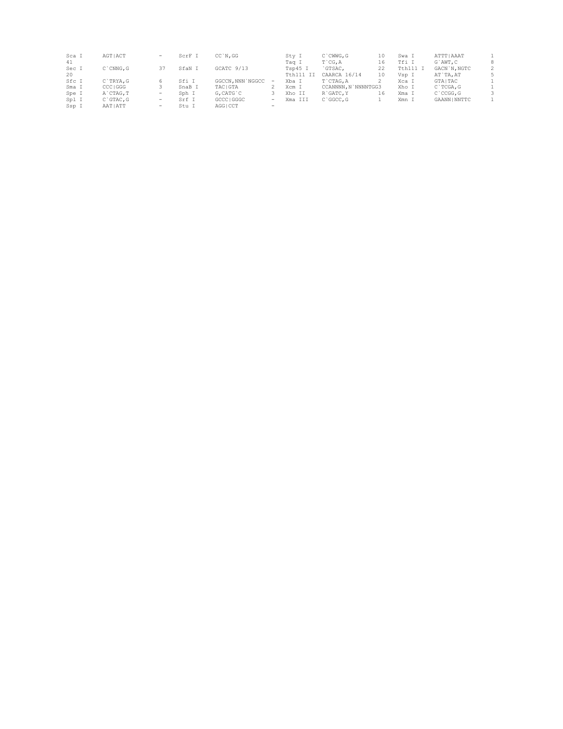| | | | | | | | | | | | |
|---|---|---|---|---|---|---|---|---|---|---|---|
| Sca I | AGT\|ACT | - | ScrF I | CC`N,GG | | Sty I | C`CWWG,G | 10 | Swa I | ATTT\|AAAT | 1 |
| 41 | | | | | | Taq I | T`CG,A | 16 | Tfi I | G`AWT,C | 8 |
| Sec I | C`CNNG,G | 37 | SfaN I | GCATC 9/13 | | Tsp45 I | `GTSAC, | 22 | Tth111 I | GACN`N,NGTC | 2 |
| 20 | | | | | | Tth111 II | CAARCA 16/14 | 10 | Vsp I | AT`TA,AT | 5 |
| Sfc I | C`TRYA,G | 6 | Sfi I | GGCCN,NNN`NGGCC | - | Xba I | T`CTAG,A | 2 | Xca I | GTA\|TAC | 1 |
| Sma I | CCC\|GGG | 3 | SnaB I | TAC\|GTA | 2 | Xcm I | CCANNNN,N`NNNNTGG3 | | Xho I | C`TCGA,G | 1 |
| Spe I | A`CTAG,T | - | Sph I | G,CATG`C | 3 | Xho II | R`GATC,Y | 16 | Xma I | C`CCGG,G | 3 |
| Spl I | C`GTAC,G | - | Srf I | GCCC\|GGGC | - | Xma III | C`GGCC,G | 1 | Xmn I | GAANN\|NNTTC | 1 |
| Ssp I | AAT\|ATT | - | Stu I | AGG\|CCT | - | | | | | | |